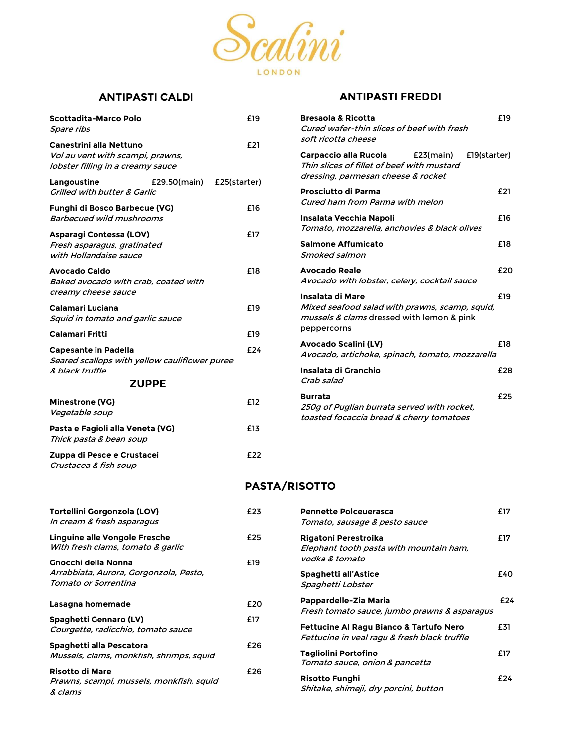# Scalini

LONDON

## ANTIPASTI CALDI

**Scottadita-Marco Polo** £19
*Spare ribs*

**Canestrini alla Nettuno** £21
*Vol au vent with scampi, prawns, lobster filling in a creamy sauce*

**Langoustine** £29.50(main) £25(starter)
*Grilled with butter & Garlic*

**Funghi di Bosco Barbecue (VG)** £16
*Barbecued wild mushrooms*

**Asparagi Contessa (LOV)** £17
*Fresh asparagus, gratinated with Hollandaise sauce*

**Avocado Caldo** £18
*Baked avocado with crab, coated with creamy cheese sauce*

**Calamari Luciana** £19
*Squid in tomato and garlic sauce*

**Calamari Fritti** £19

**Capesante in Padella** £24
*Seared scallops with yellow cauliflower puree & black truffle*

## ZUPPE

**Minestrone (VG)** £12
*Vegetable soup*

**Pasta e Fagioli alla Veneta (VG)** £13
*Thick pasta & bean soup*

**Zuppa di Pesce e Crustacei** £22
*Crustacea & fish soup*

## ANTIPASTI FREDDI

**Bresaola & Ricotta** £19
*Cured wafer-thin slices of beef with fresh soft ricotta cheese*

**Carpaccio alla Rucola** £23(main) £19(starter)
*Thin slices of fillet of beef with mustard dressing, parmesan cheese & rocket*

**Prosciutto di Parma** £21
*Cured ham from Parma with melon*

**Insalata Vecchia Napoli** £16
*Tomato, mozzarella, anchovies & black olives*

**Salmone Affumicato** £18
*Smoked salmon*

**Avocado Reale** £20
*Avocado with lobster, celery, cocktail sauce*

**Insalata di Mare** £19
*Mixed seafood salad with prawns, scamp, squid, mussels & clams* dressed with lemon & pink peppercorns

**Avocado Scalini (LV)** £18
*Avocado, artichoke, spinach, tomato, mozzarella*

**Insalata di Granchio** £28
*Crab salad*

**Burrata** £25
*250g of Puglian burrata served with rocket, toasted focaccia bread & cherry tomatoes*

## PASTA/RISOTTO

**Tortellini Gorgonzola (LOV)** £23
*In cream & fresh asparagus*

**Linguine alle Vongole Fresche** £25
*With fresh clams, tomato & garlic*

**Gnocchi della Nonna** £19
*Arrabbiata, Aurora, Gorgonzola, Pesto, Tomato or Sorrentina*

**Lasagna homemade** £20

**Spaghetti Gennaro (LV)** £17
*Courgette, radicchio, tomato sauce*

**Spaghetti alla Pescatora** £26
*Mussels, clams, monkfish, shrimps, squid*

**Risotto di Mare** £26
*Prawns, scampi, mussels, monkfish, squid & clams*

**Pennette Polceuerasca** £17
*Tomato, sausage & pesto sauce*

**Rigatoni Perestroika** £17
*Elephant tooth pasta with mountain ham, vodka & tomato*

**Spaghetti all'Astice** £40
*Spaghetti Lobster*

**Pappardelle-Zia Maria** £24
*Fresh tomato sauce, jumbo prawns & asparagus*

**Fettucine Al Ragu Bianco & Tartufo Nero** £31
*Fettucine in veal ragu & fresh black truffle*

**Tagliolini Portofino** £17
*Tomato sauce, onion & pancetta*

**Risotto Funghi** £24
*Shitake, shimeji, dry porcini, button*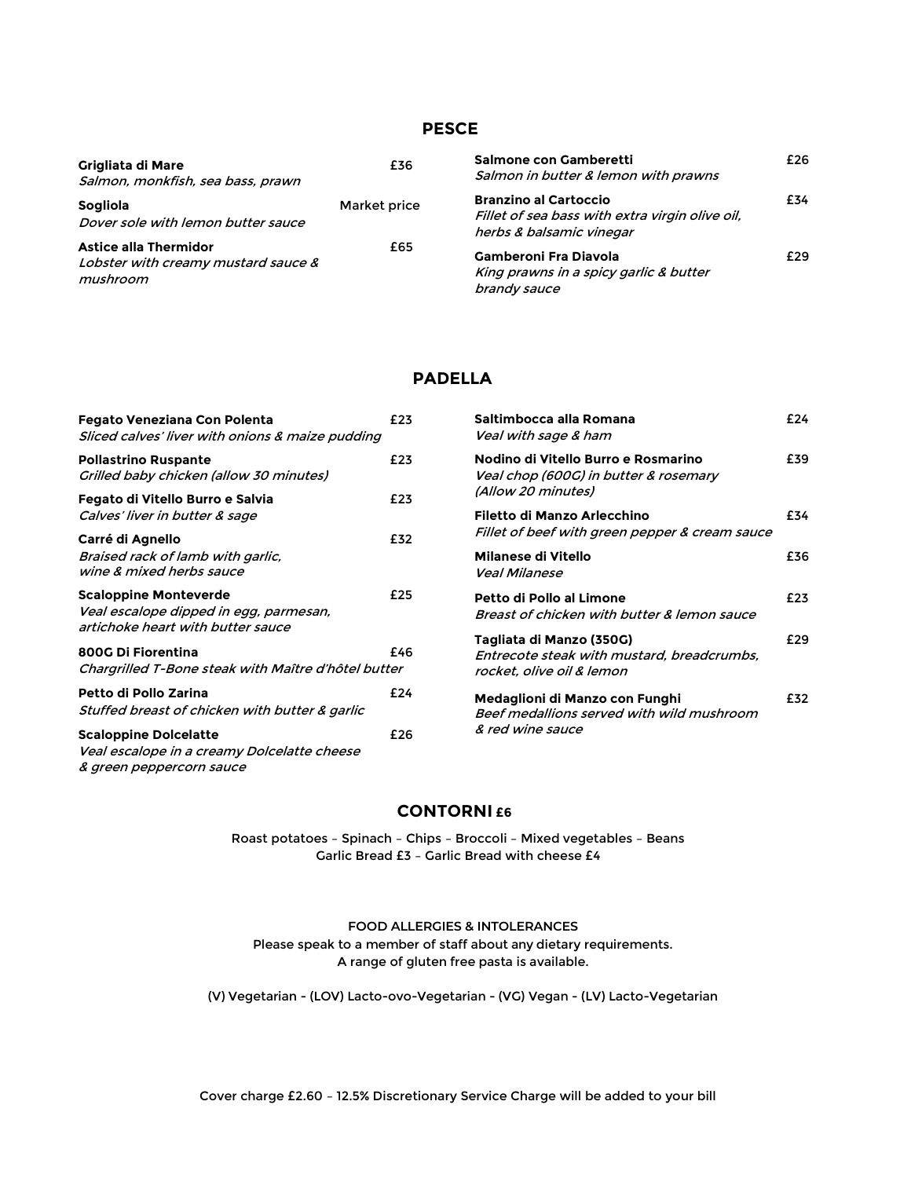## PESCE

**Grigliata di Mare** £36
*Salmon, monkfish, sea bass, prawn*

**Sogliola** Market price
*Dover sole with lemon butter sauce*

**Astice alla Thermidor** £65
*Lobster with creamy mustard sauce & mushroom*

**Salmone con Gamberetti** £26
*Salmon in butter & lemon with prawns*

**Branzino al Cartoccio** £34
*Fillet of sea bass with extra virgin olive oil, herbs & balsamic vinegar*

**Gamberoni Fra Diavola** £29
*King prawns in a spicy garlic & butter brandy sauce*

## PADELLA

**Fegato Veneziana Con Polenta** £23
*Sliced calves' liver with onions & maize pudding*

**Pollastrino Ruspante** £23
*Grilled baby chicken (allow 30 minutes)*

**Fegato di Vitello Burro e Salvia** £23
*Calves' liver in butter & sage*

**Carré di Agnello** £32
*Braised rack of lamb with garlic, wine & mixed herbs sauce*

**Scaloppine Monteverde** £25
*Veal escalope dipped in egg, parmesan, artichoke heart with butter sauce*

**800G Di Fiorentina** £46
*Chargrilled T-Bone steak with Maître d'hôtel butter*

**Petto di Pollo Zarina** £24
*Stuffed breast of chicken with butter & garlic*

**Scaloppine Dolcelatte** £26
*Veal escalope in a creamy Dolcelatte cheese & green peppercorn sauce*

**Saltimbocca alla Romana** £24
*Veal with sage & ham*

**Nodino di Vitello Burro e Rosmarino** £39
*Veal chop (600G) in butter & rosemary (Allow 20 minutes)*

**Filetto di Manzo Arlecchino** £34
*Fillet of beef with green pepper & cream sauce*

**Milanese di Vitello** £36
*Veal Milanese*

**Petto di Pollo al Limone** £23
*Breast of chicken with butter & lemon sauce*

**Tagliata di Manzo (350G)** £29
*Entrecote steak with mustard, breadcrumbs, rocket, olive oil & lemon*

**Medaglioni di Manzo con Funghi** £32
*Beef medallions served with wild mushroom & red wine sauce*

## CONTORNI £6

Roast potatoes – Spinach – Chips – Broccoli – Mixed vegetables – Beans
Garlic Bread £3 – Garlic Bread with cheese £4

FOOD ALLERGIES & INTOLERANCES
Please speak to a member of staff about any dietary requirements.
A range of gluten free pasta is available.

(V) Vegetarian - (LOV) Lacto-ovo-Vegetarian - (VG) Vegan - (LV) Lacto-Vegetarian

Cover charge £2.60 – 12.5% Discretionary Service Charge will be added to your bill